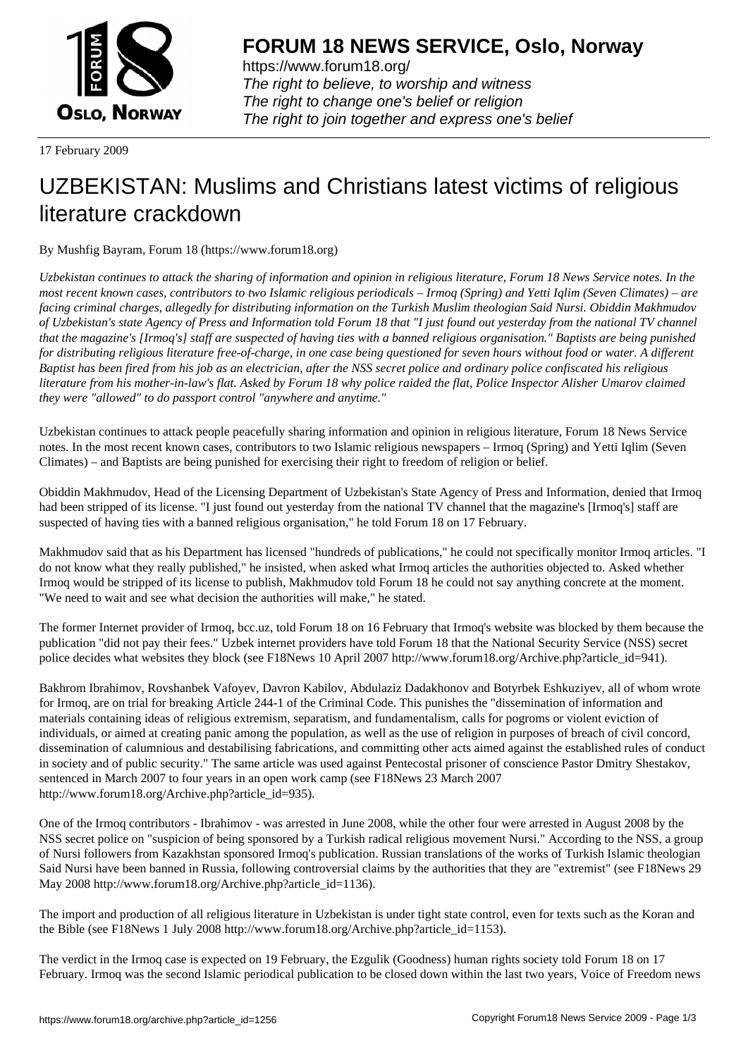17 February 2009

# UZBEKISTAN: Muslims and Christians latest victims of religious literature crackdown

By Mushfig Bayram, Forum 18 (https://www.forum18.org)

*Uzbekistan continues to attack the sharing of information and opinion in religious literature, Forum 18 News Service notes. In the most recent known cases, contributors to two Islamic religious periodicals – Irmoq (Spring) and Yetti Iqlim (Seven Climates) – are facing criminal charges, allegedly for distributing information on the Turkish Muslim theologian Said Nursi. Obiddin Makhmudov of Uzbekistan's state Agency of Press and Information told Forum 18 that "I just found out yesterday from the national TV channel that the magazine's [Irmoq's] staff are suspected of having ties with a banned religious organisation." Baptists are being punished for distributing religious literature free-of-charge, in one case being questioned for seven hours without food or water. A different Baptist has been fired from his job as an electrician, after the NSS secret police and ordinary police confiscated his religious literature from his mother-in-law's flat. Asked by Forum 18 why police raided the flat, Police Inspector Alisher Umarov claimed they were "allowed" to do passport control "anywhere and anytime."*

Uzbekistan continues to attack people peacefully sharing information and opinion in religious literature, Forum 18 News Service notes. In the most recent known cases, contributors to two Islamic religious newspapers – Irmoq (Spring) and Yetti Iqlim (Seven Climates) – and Baptists are being punished for exercising their right to freedom of religion or belief.

Obiddin Makhmudov, Head of the Licensing Department of Uzbekistan's State Agency of Press and Information, denied that Irmoq had been stripped of its license. "I just found out yesterday from the national TV channel that the magazine's [Irmoq's] staff are suspected of having ties with a banned religious organisation," he told Forum 18 on 17 February.

Makhmudov said that as his Department has licensed "hundreds of publications," he could not specifically monitor Irmoq articles. "I do not know what they really published," he insisted, when asked what Irmoq articles the authorities objected to. Asked whether Irmoq would be stripped of its license to publish, Makhmudov told Forum 18 he could not say anything concrete at the moment. "We need to wait and see what decision the authorities will make," he stated.

The former Internet provider of Irmoq, bcc.uz, told Forum 18 on 16 February that Irmoq's website was blocked by them because the publication "did not pay their fees." Uzbek internet providers have told Forum 18 that the National Security Service (NSS) secret police decides what websites they block (see F18News 10 April 2007 http://www.forum18.org/Archive.php?article_id=941).

Bakhrom Ibrahimov, Rovshanbek Vafoyev, Davron Kabilov, Abdulaziz Dadakhonov and Botyrbek Eshkuziyev, all of whom wrote for Irmoq, are on trial for breaking Article 244-1 of the Criminal Code. This punishes the "dissemination of information and materials containing ideas of religious extremism, separatism, and fundamentalism, calls for pogroms or violent eviction of individuals, or aimed at creating panic among the population, as well as the use of religion in purposes of breach of civil concord, dissemination of calumnious and destabilising fabrications, and committing other acts aimed against the established rules of conduct in society and of public security." The same article was used against Pentecostal prisoner of conscience Pastor Dmitry Shestakov, sentenced in March 2007 to four years in an open work camp (see F18News 23 March 2007 http://www.forum18.org/Archive.php?article_id=935).

One of the Irmoq contributors - Ibrahimov - was arrested in June 2008, while the other four were arrested in August 2008 by the NSS secret police on "suspicion of being sponsored by a Turkish radical religious movement Nursi." According to the NSS, a group of Nursi followers from Kazakhstan sponsored Irmoq's publication. Russian translations of the works of Turkish Islamic theologian Said Nursi have been banned in Russia, following controversial claims by the authorities that they are "extremist" (see F18News 29 May 2008 http://www.forum18.org/Archive.php?article_id=1136).

The import and production of all religious literature in Uzbekistan is under tight state control, even for texts such as the Koran and the Bible (see F18News 1 July 2008 http://www.forum18.org/Archive.php?article_id=1153).

The verdict in the Irmoq case is expected on 19 February, the Ezgulik (Goodness) human rights society told Forum 18 on 17 February. Irmoq was the second Islamic periodical publication to be closed down within the last two years, Voice of Freedom news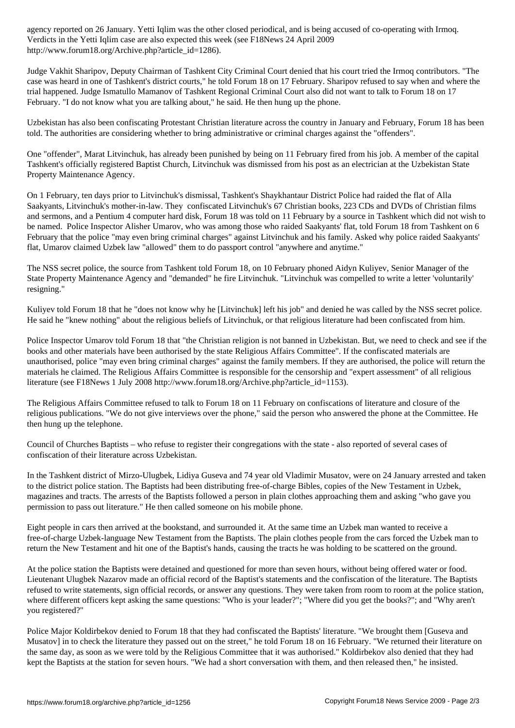agency reported on 26 January. Yetti Iqlim was the other closed periodical, and is being accused of co-operating with Irmoq. Verdicts in the Yetti Iqlim case are also expected this week (see F18News 24 April 2009 http://www.forum18.org/Archive.php?article_id=1286).

Judge Vakhit Sharipov, Deputy Chairman of Tashkent City Criminal Court denied that his court tried the Irmoq contributors. "The case was heard in one of Tashkent's district courts," he told Forum 18 on 17 February. Sharipov refused to say when and where the trial happened. Judge Ismatullo Mamanov of Tashkent Regional Criminal Court also did not want to talk to Forum 18 on 17 February. "I do not know what you are talking about," he said. He then hung up the phone.

Uzbekistan has also been confiscating Protestant Christian literature across the country in January and February, Forum 18 has been told. The authorities are considering whether to bring administrative or criminal charges against the "offenders".

One "offender", Marat Litvinchuk, has already been punished by being on 11 February fired from his job. A member of the capital Tashkent's officially registered Baptist Church, Litvinchuk was dismissed from his post as an electrician at the Uzbekistan State Property Maintenance Agency.

On 1 February, ten days prior to Litvinchuk's dismissal, Tashkent's Shaykhantaur District Police had raided the flat of Alla Saakyants, Litvinchuk's mother-in-law. They confiscated Litvinchuk's 67 Christian books, 223 CDs and DVDs of Christian films and sermons, and a Pentium 4 computer hard disk, Forum 18 was told on 11 February by a source in Tashkent which did not wish to be named. Police Inspector Alisher Umarov, who was among those who raided Saakyants' flat, told Forum 18 from Tashkent on 6 February that the police "may even bring criminal charges" against Litvinchuk and his family. Asked why police raided Saakyants' flat, Umarov claimed Uzbek law "allowed" them to do passport control "anywhere and anytime."

The NSS secret police, the source from Tashkent told Forum 18, on 10 February phoned Aidyn Kuliyev, Senior Manager of the State Property Maintenance Agency and "demanded" he fire Litvinchuk. "Litvinchuk was compelled to write a letter 'voluntarily' resigning."

Kuliyev told Forum 18 that he "does not know why he [Litvinchuk] left his job" and denied he was called by the NSS secret police. He said he "knew nothing" about the religious beliefs of Litvinchuk, or that religious literature had been confiscated from him.

Police Inspector Umarov told Forum 18 that "the Christian religion is not banned in Uzbekistan. But, we need to check and see if the books and other materials have been authorised by the state Religious Affairs Committee". If the confiscated materials are unauthorised, police "may even bring criminal charges" against the family members. If they are authorised, the police will return the materials he claimed. The Religious Affairs Committee is responsible for the censorship and "expert assessment" of all religious literature (see F18News 1 July 2008 http://www.forum18.org/Archive.php?article_id=1153).

The Religious Affairs Committee refused to talk to Forum 18 on 11 February on confiscations of literature and closure of the religious publications. "We do not give interviews over the phone," said the person who answered the phone at the Committee. He then hung up the telephone.

Council of Churches Baptists – who refuse to register their congregations with the state - also reported of several cases of confiscation of their literature across Uzbekistan.

In the Tashkent district of Mirzo-Ulugbek, Lidiya Guseva and 74 year old Vladimir Musatov, were on 24 January arrested and taken to the district police station. The Baptists had been distributing free-of-charge Bibles, copies of the New Testament in Uzbek, magazines and tracts. The arrests of the Baptists followed a person in plain clothes approaching them and asking "who gave you permission to pass out literature." He then called someone on his mobile phone.

Eight people in cars then arrived at the bookstand, and surrounded it. At the same time an Uzbek man wanted to receive a free-of-charge Uzbek-language New Testament from the Baptists. The plain clothes people from the cars forced the Uzbek man to return the New Testament and hit one of the Baptist's hands, causing the tracts he was holding to be scattered on the ground.

At the police station the Baptists were detained and questioned for more than seven hours, without being offered water or food. Lieutenant Ulugbek Nazarov made an official record of the Baptist's statements and the confiscation of the literature. The Baptists refused to write statements, sign official records, or answer any questions. They were taken from room to room at the police station, where different officers kept asking the same questions: "Who is your leader?"; "Where did you get the books?"; and "Why aren't you registered?"

Police Major Koldirbekov denied to Forum 18 that they had confiscated the Baptists' literature. "We brought them [Guseva and Musatov] in to check the literature they passed out on the street," he told Forum 18 on 16 February. "We returned their literature on the same day, as soon as we were told by the Religious Committee that it was authorised." Koldirbekov also denied that they had kept the Baptists at the station for seven hours. "We had a short conversation with them, and then released then," he insisted.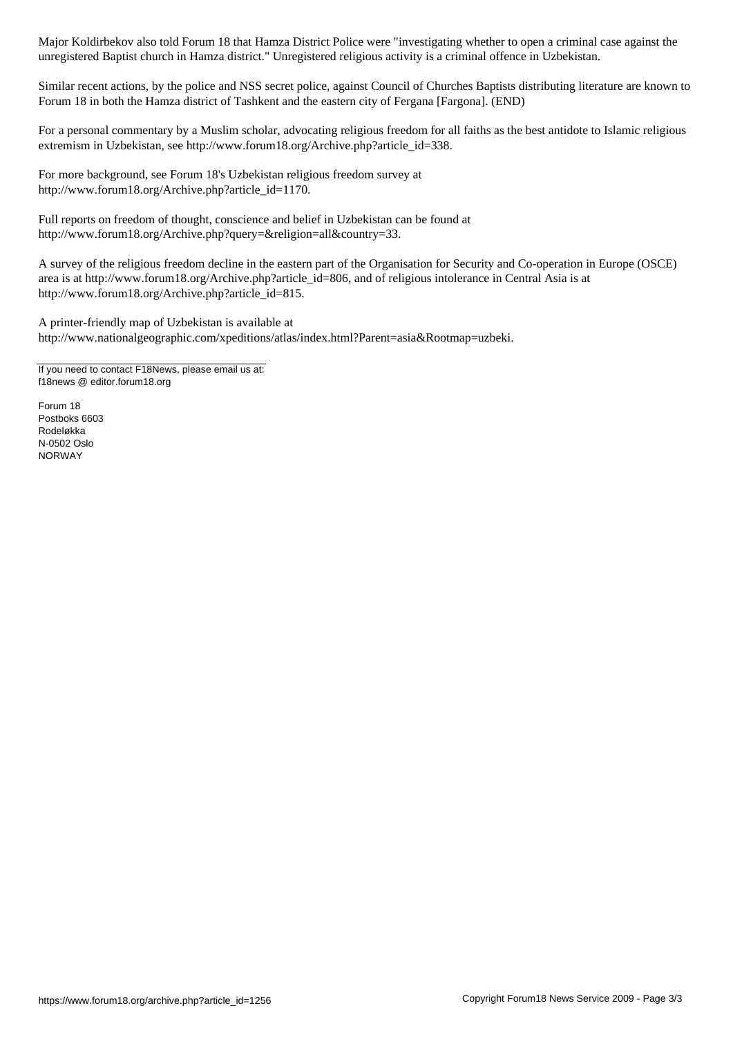Major Koldirbekov also told Forum 18 that Hamza District Police were "investigating whether to open a criminal case against the unregistered Baptist church in Hamza district." Unregistered religious activity is a criminal offence in Uzbekistan.

Similar recent actions, by the police and NSS secret police, against Council of Churches Baptists distributing literature are known to Forum 18 in both the Hamza district of Tashkent and the eastern city of Fergana [Fargona]. (END)

For a personal commentary by a Muslim scholar, advocating religious freedom for all faiths as the best antidote to Islamic religious extremism in Uzbekistan, see http://www.forum18.org/Archive.php?article_id=338.

For more background, see Forum 18's Uzbekistan religious freedom survey at http://www.forum18.org/Archive.php?article_id=1170.

Full reports on freedom of thought, conscience and belief in Uzbekistan can be found at http://www.forum18.org/Archive.php?query=&religion=all&country=33.

A survey of the religious freedom decline in the eastern part of the Organisation for Security and Co-operation in Europe (OSCE) area is at http://www.forum18.org/Archive.php?article_id=806, and of religious intolerance in Central Asia is at http://www.forum18.org/Archive.php?article_id=815.

A printer-friendly map of Uzbekistan is available at http://www.nationalgeographic.com/xpeditions/atlas/index.html?Parent=asia&Rootmap=uzbeki.

If you need to contact F18News, please email us at:
f18news @ editor.forum18.org

Forum 18
Postboks 6603
Rodeløkka
N-0502 Oslo
NORWAY